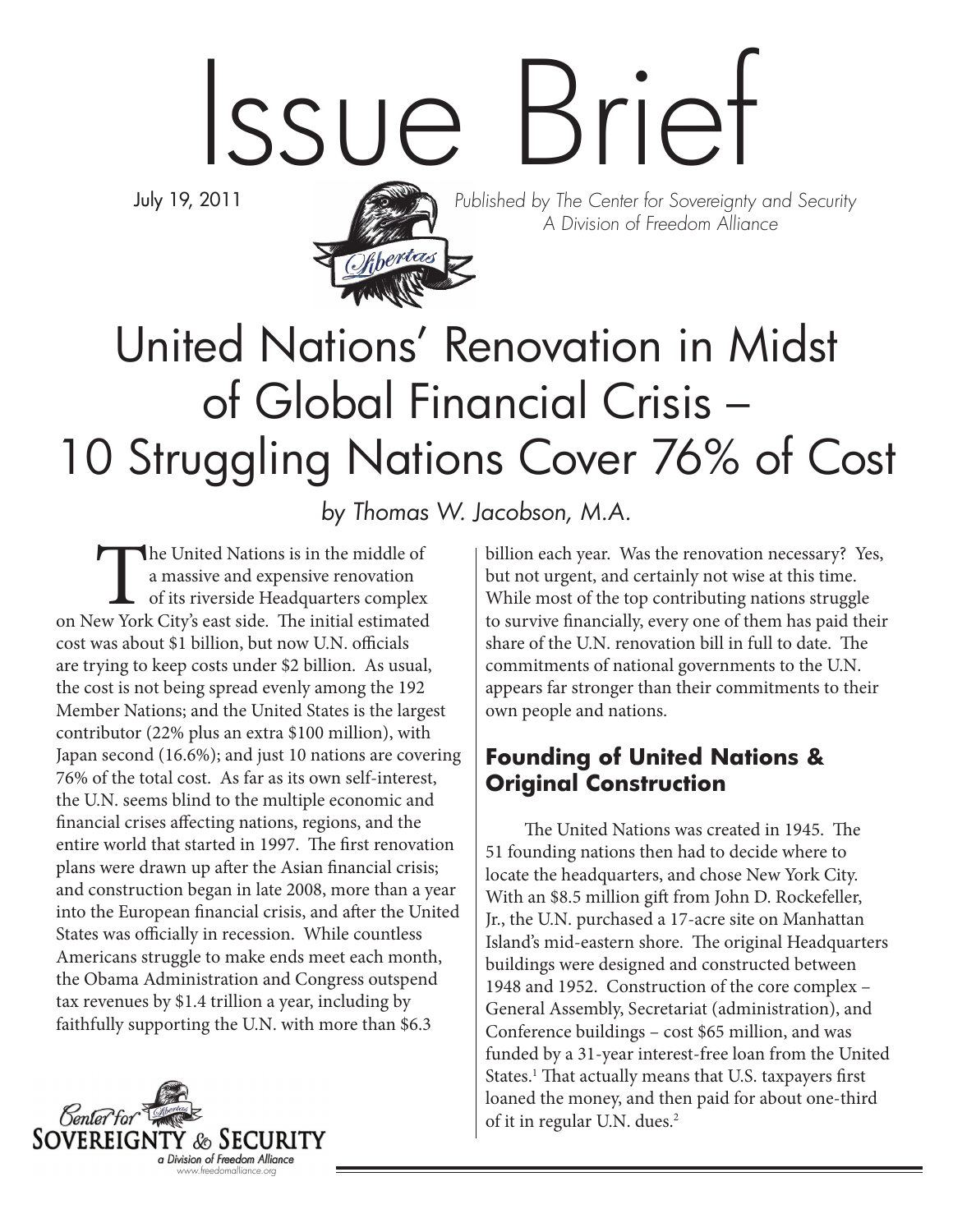# Issue Brief

July 19, 2011

*Published by The Center for Sovereignty and Security*
*A Division of Freedom Alliance*

# United Nations' Renovation in Midst of Global Financial Crisis – 10 Struggling Nations Cover 76% of Cost

*by Thomas W. Jacobson, M.A.*

The United Nations is in the middle of a massive and expensive renovation of its riverside Headquarters complex on New York City's east side. The initial estimated cost was about $1 billion, but now U.N. officials are trying to keep costs under $2 billion. As usual, the cost is not being spread evenly among the 192 Member Nations; and the United States is the largest contributor (22% plus an extra $100 million), with Japan second (16.6%); and just 10 nations are covering 76% of the total cost. As far as its own self-interest, the U.N. seems blind to the multiple economic and financial crises affecting nations, regions, and the entire world that started in 1997. The first renovation plans were drawn up after the Asian financial crisis; and construction began in late 2008, more than a year into the European financial crisis, and after the United States was officially in recession. While countless Americans struggle to make ends meet each month, the Obama Administration and Congress outspend tax revenues by $1.4 trillion a year, including by faithfully supporting the U.N. with more than $6.3 billion each year. Was the renovation necessary? Yes, but not urgent, and certainly not wise at this time. While most of the top contributing nations struggle to survive financially, every one of them has paid their share of the U.N. renovation bill in full to date. The commitments of national governments to the U.N. appears far stronger than their commitments to their own people and nations.

## Founding of United Nations & Original Construction

The United Nations was created in 1945. The 51 founding nations then had to decide where to locate the headquarters, and chose New York City. With an $8.5 million gift from John D. Rockefeller, Jr., the U.N. purchased a 17-acre site on Manhattan Island's mid-eastern shore. The original Headquarters buildings were designed and constructed between 1948 and 1952. Construction of the core complex – General Assembly, Secretariat (administration), and Conference buildings – cost $65 million, and was funded by a 31-year interest-free loan from the United States.[1] That actually means that U.S. taxpayers first loaned the money, and then paid for about one-third of it in regular U.N. dues.[2]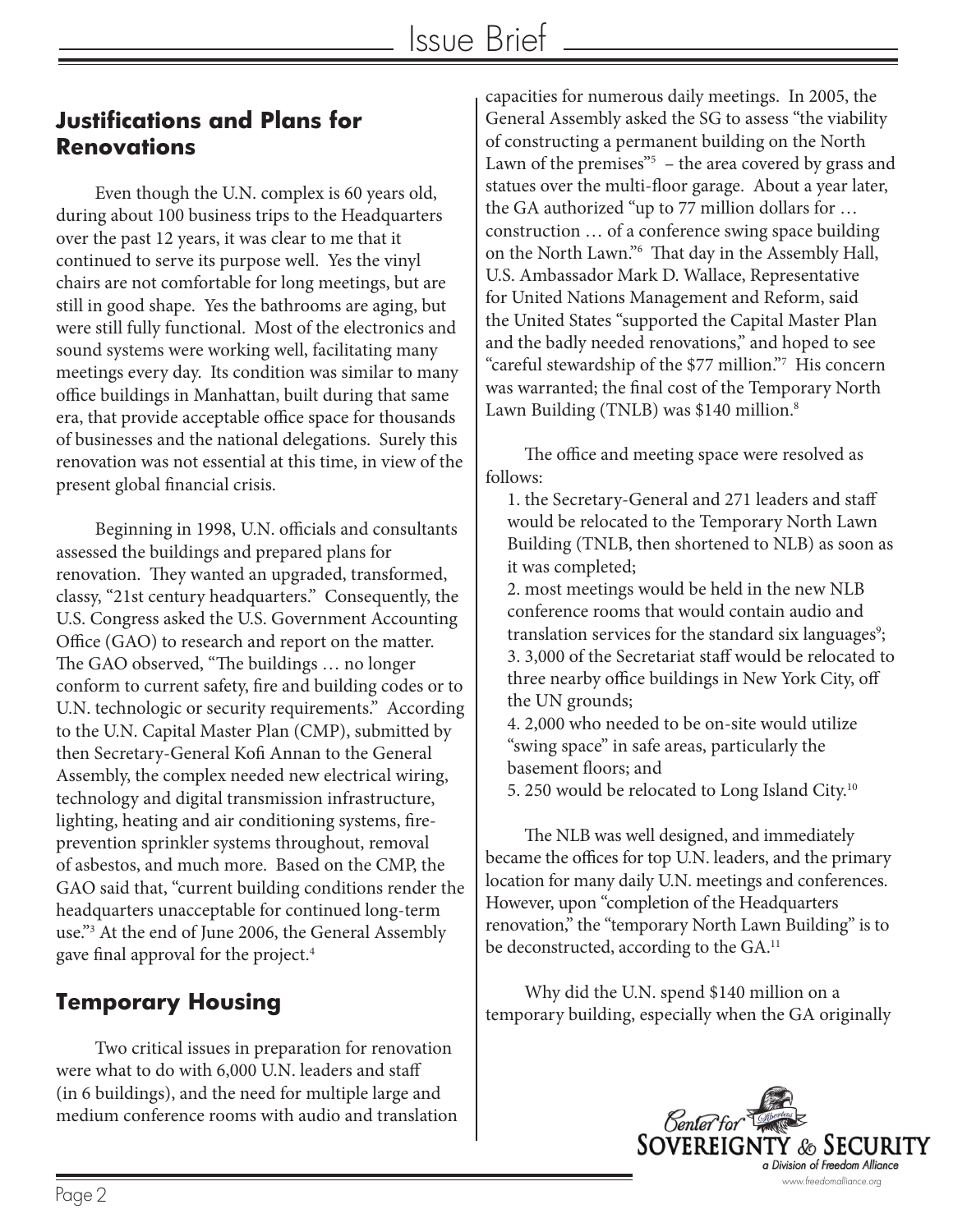## Justifications and Plans for Renovations

Even though the U.N. complex is 60 years old, during about 100 business trips to the Headquarters over the past 12 years, it was clear to me that it continued to serve its purpose well. Yes the vinyl chairs are not comfortable for long meetings, but are still in good shape. Yes the bathrooms are aging, but were still fully functional. Most of the electronics and sound systems were working well, facilitating many meetings every day. Its condition was similar to many office buildings in Manhattan, built during that same era, that provide acceptable office space for thousands of businesses and the national delegations. Surely this renovation was not essential at this time, in view of the present global financial crisis.

Beginning in 1998, U.N. officials and consultants assessed the buildings and prepared plans for renovation. They wanted an upgraded, transformed, classy, "21st century headquarters." Consequently, the U.S. Congress asked the U.S. Government Accounting Office (GAO) to research and report on the matter. The GAO observed, "The buildings … no longer conform to current safety, fire and building codes or to U.N. technologic or security requirements." According to the U.N. Capital Master Plan (CMP), submitted by then Secretary-General Kofi Annan to the General Assembly, the complex needed new electrical wiring, technology and digital transmission infrastructure, lighting, heating and air conditioning systems, fire-prevention sprinkler systems throughout, removal of asbestos, and much more. Based on the CMP, the GAO said that, "current building conditions render the headquarters unacceptable for continued long-term use."[3] At the end of June 2006, the General Assembly gave final approval for the project.[4]

## Temporary Housing

Two critical issues in preparation for renovation were what to do with 6,000 U.N. leaders and staff (in 6 buildings), and the need for multiple large and medium conference rooms with audio and translation capacities for numerous daily meetings. In 2005, the General Assembly asked the SG to assess "the viability of constructing a permanent building on the North Lawn of the premises"[5] – the area covered by grass and statues over the multi-floor garage. About a year later, the GA authorized "up to 77 million dollars for … construction … of a conference swing space building on the North Lawn."[6] That day in the Assembly Hall, U.S. Ambassador Mark D. Wallace, Representative for United Nations Management and Reform, said the United States "supported the Capital Master Plan and the badly needed renovations," and hoped to see "careful stewardship of the $77 million."[7] His concern was warranted; the final cost of the Temporary North Lawn Building (TNLB) was $140 million.[8]

The office and meeting space were resolved as follows:

1. the Secretary-General and 271 leaders and staff would be relocated to the Temporary North Lawn Building (TNLB, then shortened to NLB) as soon as it was completed;
2. most meetings would be held in the new NLB conference rooms that would contain audio and translation services for the standard six languages[9];
3. 3,000 of the Secretariat staff would be relocated to three nearby office buildings in New York City, off the UN grounds;
4. 2,000 who needed to be on-site would utilize "swing space" in safe areas, particularly the basement floors; and
5. 250 would be relocated to Long Island City.[10]

The NLB was well designed, and immediately became the offices for top U.N. leaders, and the primary location for many daily U.N. meetings and conferences. However, upon "completion of the Headquarters renovation," the "temporary North Lawn Building" is to be deconstructed, according to the GA.[11]

Why did the U.N. spend $140 million on a temporary building, especially when the GA originally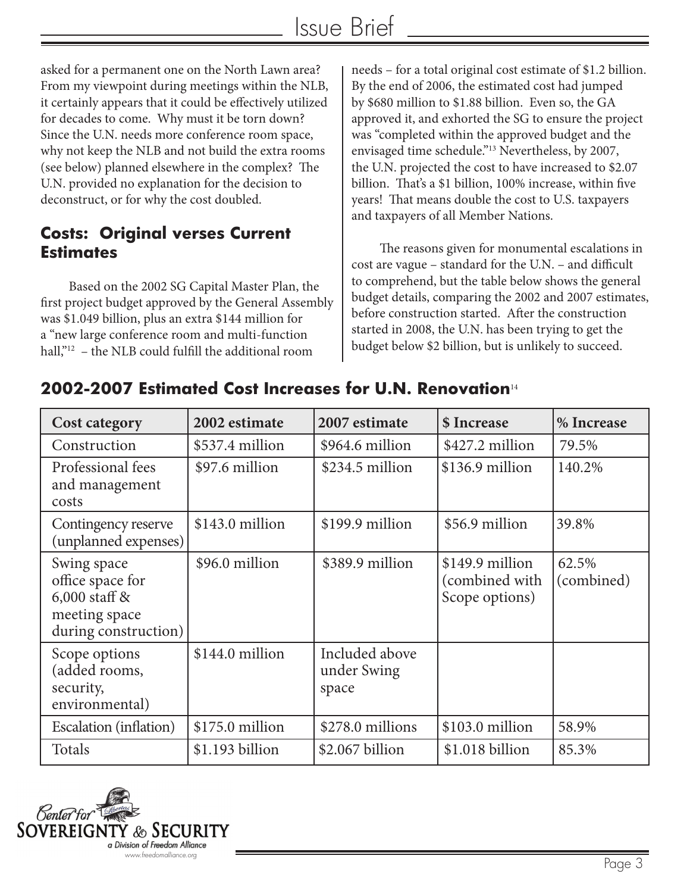asked for a permanent one on the North Lawn area? From my viewpoint during meetings within the NLB, it certainly appears that it could be effectively utilized for decades to come. Why must it be torn down? Since the U.N. needs more conference room space, why not keep the NLB and not build the extra rooms (see below) planned elsewhere in the complex? The U.N. provided no explanation for the decision to deconstruct, or for why the cost doubled.

## Costs: Original verses Current Estimates

Based on the 2002 SG Capital Master Plan, the first project budget approved by the General Assembly was $1.049 billion, plus an extra $144 million for a "new large conference room and multi-function hall,"[12] – the NLB could fulfill the additional room needs – for a total original cost estimate of $1.2 billion. By the end of 2006, the estimated cost had jumped by $680 million to $1.88 billion. Even so, the GA approved it, and exhorted the SG to ensure the project was "completed within the approved budget and the envisaged time schedule."[13] Nevertheless, by 2007, the U.N. projected the cost to have increased to $2.07 billion. That's a $1 billion, 100% increase, within five years! That means double the cost to U.S. taxpayers and taxpayers of all Member Nations.

The reasons given for monumental escalations in cost are vague – standard for the U.N. – and difficult to comprehend, but the table below shows the general budget details, comparing the 2002 and 2007 estimates, before construction started. After the construction started in 2008, the U.N. has been trying to get the budget below $2 billion, but is unlikely to succeed.

## 2002-2007 Estimated Cost Increases for U.N. Renovation[14]

| Cost category | 2002 estimate | 2007 estimate | $ Increase | % Increase |
|---|---|---|---|---|
| Construction | $537.4 million | $964.6 million | $427.2 million | 79.5% |
| Professional fees and management costs | $97.6 million | $234.5 million | $136.9 million | 140.2% |
| Contingency reserve (unplanned expenses) | $143.0 million | $199.9 million | $56.9 million | 39.8% |
| Swing space office space for 6,000 staff & meeting space during construction) | $96.0 million | $389.9 million | $149.9 million (combined with Scope options) | 62.5% (combined) |
| Scope options (added rooms, security, environmental) | $144.0 million | Included above under Swing space | | |
| Escalation (inflation) | $175.0 million | $278.0 millions | $103.0 million | 58.9% |
| Totals | $1.193 billion | $2.067 billion | $1.018 billion | 85.3% |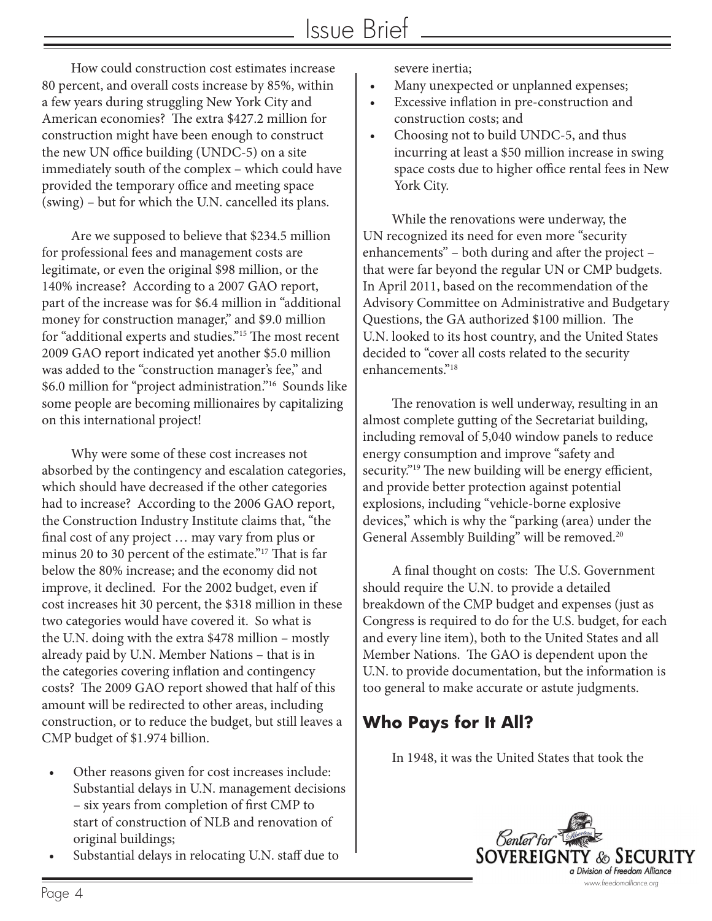How could construction cost estimates increase 80 percent, and overall costs increase by 85%, within a few years during struggling New York City and American economies? The extra $427.2 million for construction might have been enough to construct the new UN office building (UNDC-5) on a site immediately south of the complex – which could have provided the temporary office and meeting space (swing) – but for which the U.N. cancelled its plans.

Are we supposed to believe that $234.5 million for professional fees and management costs are legitimate, or even the original $98 million, or the 140% increase? According to a 2007 GAO report, part of the increase was for $6.4 million in "additional money for construction manager," and $9.0 million for "additional experts and studies."[15] The most recent 2009 GAO report indicated yet another $5.0 million was added to the "construction manager's fee," and $6.0 million for "project administration."[16] Sounds like some people are becoming millionaires by capitalizing on this international project!

Why were some of these cost increases not absorbed by the contingency and escalation categories, which should have decreased if the other categories had to increase? According to the 2006 GAO report, the Construction Industry Institute claims that, "the final cost of any project … may vary from plus or minus 20 to 30 percent of the estimate."[17] That is far below the 80% increase; and the economy did not improve, it declined. For the 2002 budget, even if cost increases hit 30 percent, the $318 million in these two categories would have covered it. So what is the U.N. doing with the extra $478 million – mostly already paid by U.N. Member Nations – that is in the categories covering inflation and contingency costs? The 2009 GAO report showed that half of this amount will be redirected to other areas, including construction, or to reduce the budget, but still leaves a CMP budget of $1.974 billion.

- Other reasons given for cost increases include: Substantial delays in U.N. management decisions – six years from completion of first CMP to start of construction of NLB and renovation of original buildings;
- Substantial delays in relocating U.N. staff due to severe inertia;
- Many unexpected or unplanned expenses;
- Excessive inflation in pre-construction and construction costs; and
- Choosing not to build UNDC-5, and thus incurring at least a $50 million increase in swing space costs due to higher office rental fees in New York City.

While the renovations were underway, the UN recognized its need for even more "security enhancements" – both during and after the project – that were far beyond the regular UN or CMP budgets. In April 2011, based on the recommendation of the Advisory Committee on Administrative and Budgetary Questions, the GA authorized $100 million. The U.N. looked to its host country, and the United States decided to "cover all costs related to the security enhancements."[18]

The renovation is well underway, resulting in an almost complete gutting of the Secretariat building, including removal of 5,040 window panels to reduce energy consumption and improve "safety and security."[19] The new building will be energy efficient, and provide better protection against potential explosions, including "vehicle-borne explosive devices," which is why the "parking (area) under the General Assembly Building" will be removed.[20]

A final thought on costs: The U.S. Government should require the U.N. to provide a detailed breakdown of the CMP budget and expenses (just as Congress is required to do for the U.S. budget, for each and every line item), both to the United States and all Member Nations. The GAO is dependent upon the U.N. to provide documentation, but the information is too general to make accurate or astute judgments.

## Who Pays for It All?

In 1948, it was the United States that took the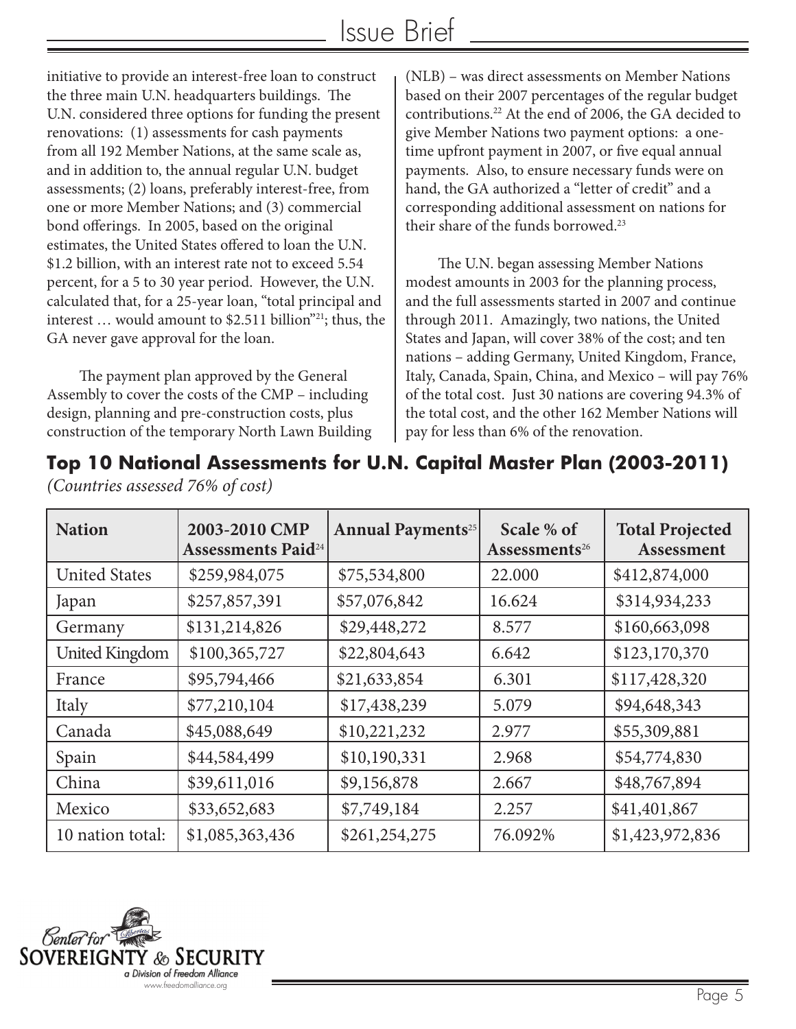initiative to provide an interest-free loan to construct the three main U.N. headquarters buildings. The U.N. considered three options for funding the present renovations: (1) assessments for cash payments from all 192 Member Nations, at the same scale as, and in addition to, the annual regular U.N. budget assessments; (2) loans, preferably interest-free, from one or more Member Nations; and (3) commercial bond offerings. In 2005, based on the original estimates, the United States offered to loan the U.N. $1.2 billion, with an interest rate not to exceed 5.54 percent, for a 5 to 30 year period. However, the U.N. calculated that, for a 25-year loan, "total principal and interest … would amount to $2.511 billion"[21]; thus, the GA never gave approval for the loan.

The payment plan approved by the General Assembly to cover the costs of the CMP – including design, planning and pre-construction costs, plus construction of the temporary North Lawn Building (NLB) – was direct assessments on Member Nations based on their 2007 percentages of the regular budget contributions.[22] At the end of 2006, the GA decided to give Member Nations two payment options: a one-time upfront payment in 2007, or five equal annual payments. Also, to ensure necessary funds were on hand, the GA authorized a "letter of credit" and a corresponding additional assessment on nations for their share of the funds borrowed.[23]

The U.N. began assessing Member Nations modest amounts in 2003 for the planning process, and the full assessments started in 2007 and continue through 2011. Amazingly, two nations, the United States and Japan, will cover 38% of the cost; and ten nations – adding Germany, United Kingdom, France, Italy, Canada, Spain, China, and Mexico – will pay 76% of the total cost. Just 30 nations are covering 94.3% of the total cost, and the other 162 Member Nations will pay for less than 6% of the renovation.

## Top 10 National Assessments for U.N. Capital Master Plan (2003-2011)

*(Countries assessed 76% of cost)*

| Nation | 2003-2010 CMP Assessments Paid[24] | Annual Payments[25] | Scale % of Assessments[26] | Total Projected Assessment |
|---|---|---|---|---|
| United States | $259,984,075 | $75,534,800 | 22.000 | $412,874,000 |
| Japan | $257,857,391 | $57,076,842 | 16.624 | $314,934,233 |
| Germany | $131,214,826 | $29,448,272 | 8.577 | $160,663,098 |
| United Kingdom | $100,365,727 | $22,804,643 | 6.642 | $123,170,370 |
| France | $95,794,466 | $21,633,854 | 6.301 | $117,428,320 |
| Italy | $77,210,104 | $17,438,239 | 5.079 | $94,648,343 |
| Canada | $45,088,649 | $10,221,232 | 2.977 | $55,309,881 |
| Spain | $44,584,499 | $10,190,331 | 2.968 | $54,774,830 |
| China | $39,611,016 | $9,156,878 | 2.667 | $48,767,894 |
| Mexico | $33,652,683 | $7,749,184 | 2.257 | $41,401,867 |
| 10 nation total: | $1,085,363,436 | $261,254,275 | 76.092% | $1,423,972,836 |

Center for Sovereignty & Security
a Division of Freedom Alliance
www.freedomalliance.org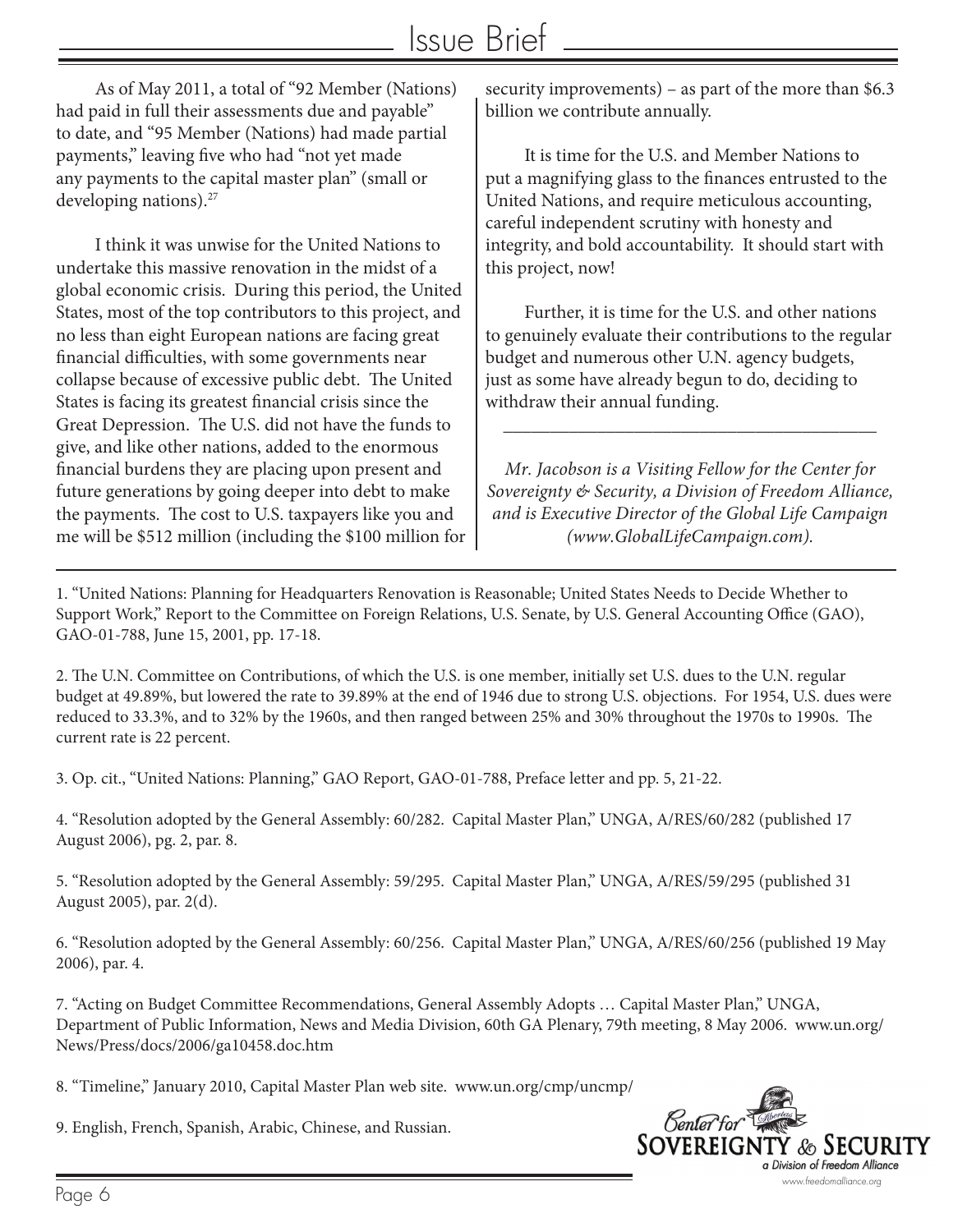As of May 2011, a total of "92 Member (Nations) had paid in full their assessments due and payable" to date, and "95 Member (Nations) had made partial payments," leaving five who had "not yet made any payments to the capital master plan" (small or developing nations).[27]

I think it was unwise for the United Nations to undertake this massive renovation in the midst of a global economic crisis. During this period, the United States, most of the top contributors to this project, and no less than eight European nations are facing great financial difficulties, with some governments near collapse because of excessive public debt. The United States is facing its greatest financial crisis since the Great Depression. The U.S. did not have the funds to give, and like other nations, added to the enormous financial burdens they are placing upon present and future generations by going deeper into debt to make the payments. The cost to U.S. taxpayers like you and me will be $512 million (including the $100 million for security improvements) – as part of the more than $6.3 billion we contribute annually.

It is time for the U.S. and Member Nations to put a magnifying glass to the finances entrusted to the United Nations, and require meticulous accounting, careful independent scrutiny with honesty and integrity, and bold accountability. It should start with this project, now!

Further, it is time for the U.S. and other nations to genuinely evaluate their contributions to the regular budget and numerous other U.N. agency budgets, just as some have already begun to do, deciding to withdraw their annual funding.

---

*Mr. Jacobson is a Visiting Fellow for the Center for Sovereignty & Security, a Division of Freedom Alliance, and is Executive Director of the Global Life Campaign (www.GlobalLifeCampaign.com).*

---

1. "United Nations: Planning for Headquarters Renovation is Reasonable; United States Needs to Decide Whether to Support Work," Report to the Committee on Foreign Relations, U.S. Senate, by U.S. General Accounting Office (GAO), GAO-01-788, June 15, 2001, pp. 17-18.

2. The U.N. Committee on Contributions, of which the U.S. is one member, initially set U.S. dues to the U.N. regular budget at 49.89%, but lowered the rate to 39.89% at the end of 1946 due to strong U.S. objections. For 1954, U.S. dues were reduced to 33.3%, and to 32% by the 1960s, and then ranged between 25% and 30% throughout the 1970s to 1990s. The current rate is 22 percent.

3. Op. cit., "United Nations: Planning," GAO Report, GAO-01-788, Preface letter and pp. 5, 21-22.

4. "Resolution adopted by the General Assembly: 60/282. Capital Master Plan," UNGA, A/RES/60/282 (published 17 August 2006), pg. 2, par. 8.

5. "Resolution adopted by the General Assembly: 59/295. Capital Master Plan," UNGA, A/RES/59/295 (published 31 August 2005), par. 2(d).

6. "Resolution adopted by the General Assembly: 60/256. Capital Master Plan," UNGA, A/RES/60/256 (published 19 May 2006), par. 4.

7. "Acting on Budget Committee Recommendations, General Assembly Adopts … Capital Master Plan," UNGA, Department of Public Information, News and Media Division, 60th GA Plenary, 79th meeting, 8 May 2006. www.un.org/News/Press/docs/2006/ga10458.doc.htm

8. "Timeline," January 2010, Capital Master Plan web site. www.un.org/cmp/uncmp/

9. English, French, Spanish, Arabic, Chinese, and Russian.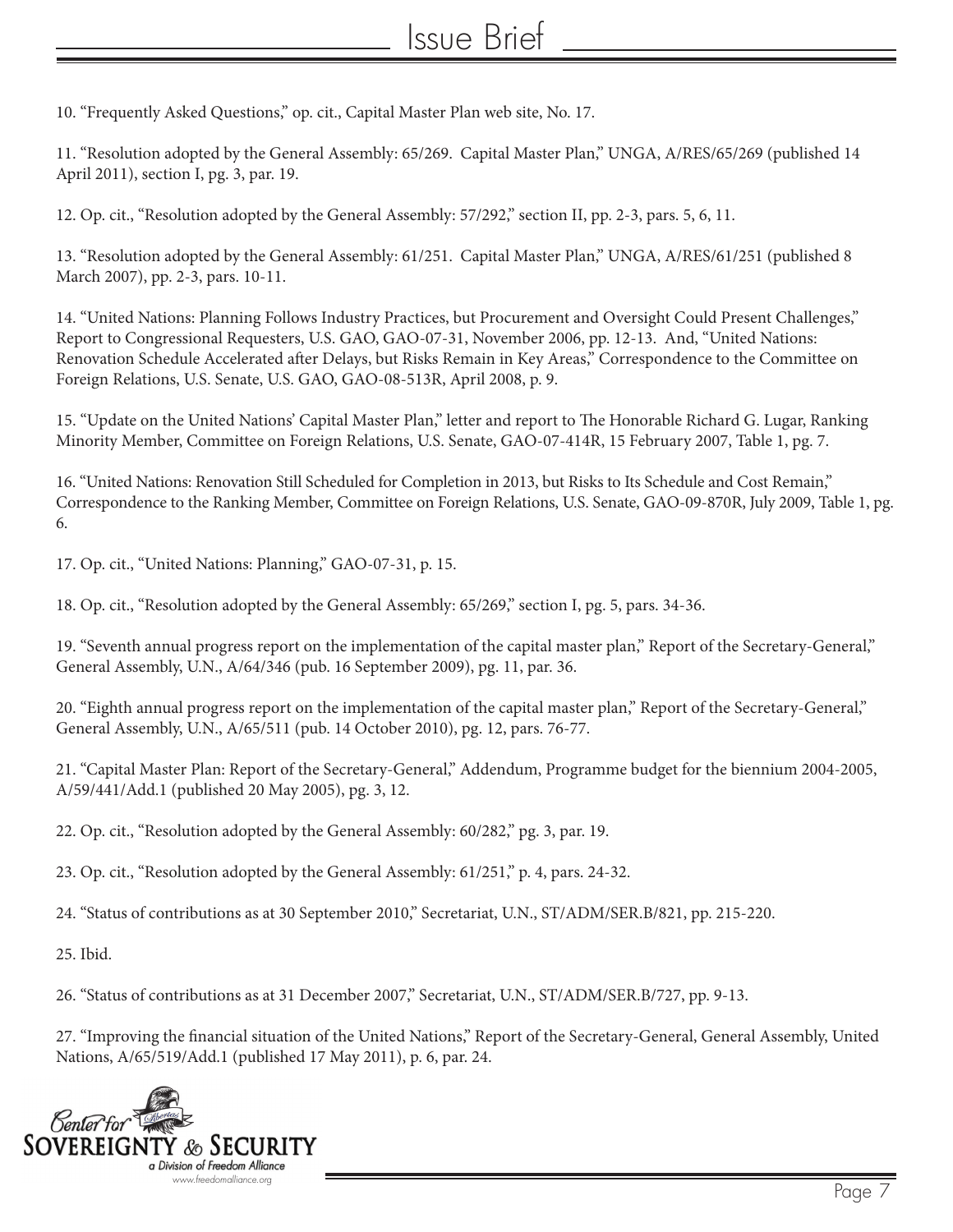10. "Frequently Asked Questions," op. cit., Capital Master Plan web site, No. 17.

11. "Resolution adopted by the General Assembly: 65/269. Capital Master Plan," UNGA, A/RES/65/269 (published 14 April 2011), section I, pg. 3, par. 19.

12. Op. cit., "Resolution adopted by the General Assembly: 57/292," section II, pp. 2-3, pars. 5, 6, 11.

13. "Resolution adopted by the General Assembly: 61/251. Capital Master Plan," UNGA, A/RES/61/251 (published 8 March 2007), pp. 2-3, pars. 10-11.

14. "United Nations: Planning Follows Industry Practices, but Procurement and Oversight Could Present Challenges," Report to Congressional Requesters, U.S. GAO, GAO-07-31, November 2006, pp. 12-13. And, "United Nations: Renovation Schedule Accelerated after Delays, but Risks Remain in Key Areas," Correspondence to the Committee on Foreign Relations, U.S. Senate, U.S. GAO, GAO-08-513R, April 2008, p. 9.

15. "Update on the United Nations' Capital Master Plan," letter and report to The Honorable Richard G. Lugar, Ranking Minority Member, Committee on Foreign Relations, U.S. Senate, GAO-07-414R, 15 February 2007, Table 1, pg. 7.

16. "United Nations: Renovation Still Scheduled for Completion in 2013, but Risks to Its Schedule and Cost Remain," Correspondence to the Ranking Member, Committee on Foreign Relations, U.S. Senate, GAO-09-870R, July 2009, Table 1, pg. 6.

17. Op. cit., "United Nations: Planning," GAO-07-31, p. 15.

18. Op. cit., "Resolution adopted by the General Assembly: 65/269," section I, pg. 5, pars. 34-36.

19. "Seventh annual progress report on the implementation of the capital master plan," Report of the Secretary-General," General Assembly, U.N., A/64/346 (pub. 16 September 2009), pg. 11, par. 36.

20. "Eighth annual progress report on the implementation of the capital master plan," Report of the Secretary-General," General Assembly, U.N., A/65/511 (pub. 14 October 2010), pg. 12, pars. 76-77.

21. "Capital Master Plan: Report of the Secretary-General," Addendum, Programme budget for the biennium 2004-2005, A/59/441/Add.1 (published 20 May 2005), pg. 3, 12.

22. Op. cit., "Resolution adopted by the General Assembly: 60/282," pg. 3, par. 19.

23. Op. cit., "Resolution adopted by the General Assembly: 61/251," p. 4, pars. 24-32.

24. "Status of contributions as at 30 September 2010," Secretariat, U.N., ST/ADM/SER.B/821, pp. 215-220.

25. Ibid.

26. "Status of contributions as at 31 December 2007," Secretariat, U.N., ST/ADM/SER.B/727, pp. 9-13.

27. "Improving the financial situation of the United Nations," Report of the Secretary-General, General Assembly, United Nations, A/65/519/Add.1 (published 17 May 2011), p. 6, par. 24.